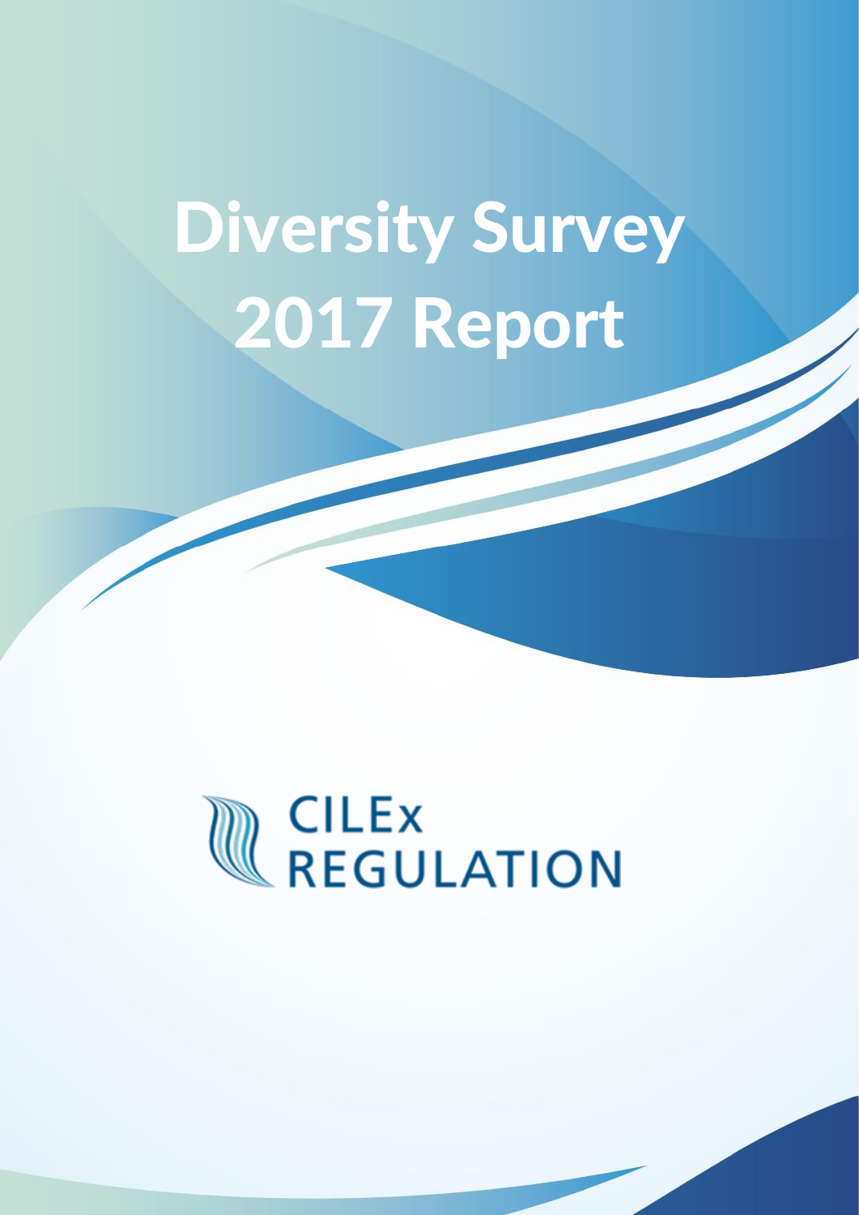# Diversity Survey 2017 Report

CILEx REGULATION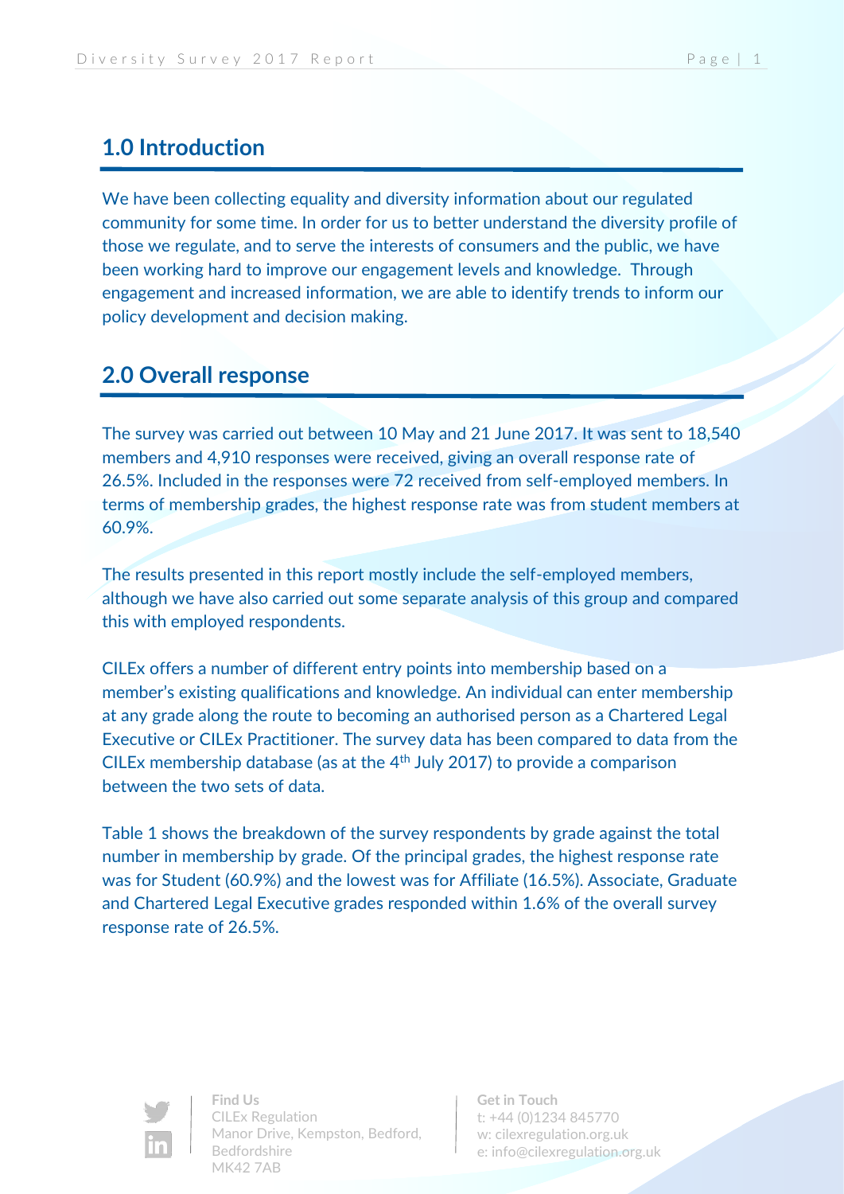## 1.0 Introduction

We have been collecting equality and diversity information about our regulated community for some time. In order for us to better understand the diversity profile of those we regulate, and to serve the interests of consumers and the public, we have been working hard to improve our engagement levels and knowledge. Through engagement and increased information, we are able to identify trends to inform our policy development and decision making.

## 2.0 Overall response

The survey was carried out between 10 May and 21 June 2017. It was sent to 18,540 members and 4,910 responses were received, giving an overall response rate of 26.5%. Included in the responses were 72 received from self-employed members. In terms of membership grades, the highest response rate was from student members at 60.9%.

The results presented in this report mostly include the self-employed members, although we have also carried out some separate analysis of this group and compared this with employed respondents.

CILEx offers a number of different entry points into membership based on a member's existing qualifications and knowledge. An individual can enter membership at any grade along the route to becoming an authorised person as a Chartered Legal Executive or CILEx Practitioner. The survey data has been compared to data from the CILEx membership database (as at the 4th July 2017) to provide a comparison between the two sets of data.

Table 1 shows the breakdown of the survey respondents by grade against the total number in membership by grade. Of the principal grades, the highest response rate was for Student (60.9%) and the lowest was for Affiliate (16.5%). Associate, Graduate and Chartered Legal Executive grades responded within 1.6% of the overall survey response rate of 26.5%.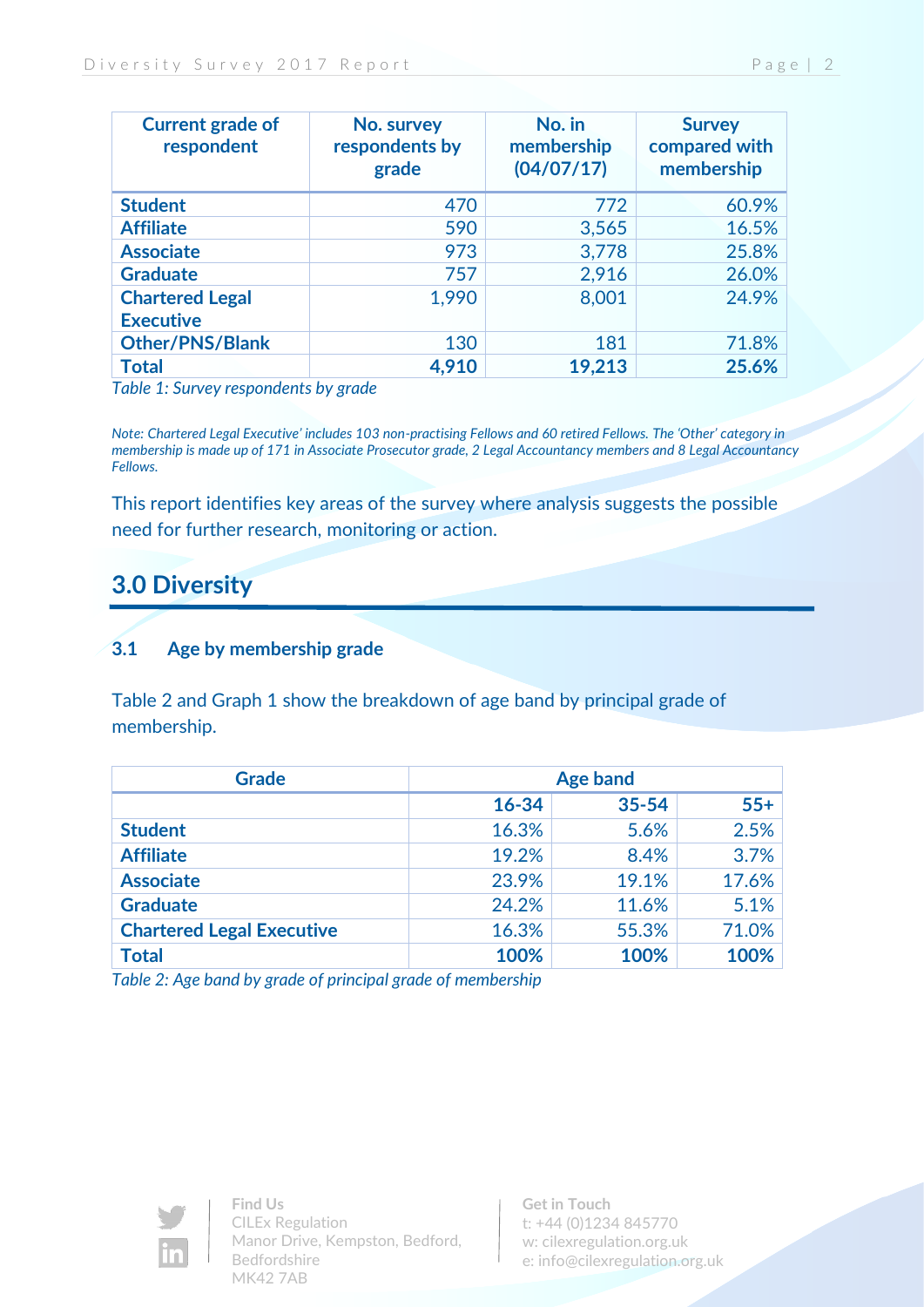| Current grade of respondent | No. survey respondents by grade | No. in membership (04/07/17) | Survey compared with membership |
|---|---|---|---|
| **Student** | 470 | 772 | 60.9% |
| **Affiliate** | 590 | 3,565 | 16.5% |
| **Associate** | 973 | 3,778 | 25.8% |
| **Graduate** | 757 | 2,916 | 26.0% |
| **Chartered Legal Executive** | 1,990 | 8,001 | 24.9% |
| **Other/PNS/Blank** | 130 | 181 | 71.8% |
| **Total** | **4,910** | **19,213** | **25.6%** |

*Table 1: Survey respondents by grade*

*Note: Chartered Legal Executive' includes 103 non-practising Fellows and 60 retired Fellows. The 'Other' category in membership is made up of 171 in Associate Prosecutor grade, 2 Legal Accountancy members and 8 Legal Accountancy Fellows.*

This report identifies key areas of the survey where analysis suggests the possible need for further research, monitoring or action.

## 3.0 Diversity

### 3.1 Age by membership grade

Table 2 and Graph 1 show the breakdown of age band by principal grade of membership.

| Grade | Age band | | |
|---|---|---|---|
| | **16-34** | **35-54** | **55+** |
| **Student** | 16.3% | 5.6% | 2.5% |
| **Affiliate** | 19.2% | 8.4% | 3.7% |
| **Associate** | 23.9% | 19.1% | 17.6% |
| **Graduate** | 24.2% | 11.6% | 5.1% |
| **Chartered Legal Executive** | 16.3% | 55.3% | 71.0% |
| **Total** | **100%** | **100%** | **100%** |

*Table 2: Age band by grade of principal grade of membership*

Find Us
CILEx Regulation
Manor Drive, Kempston, Bedford, Bedfordshire
MK42 7AB

Get in Touch
t: +44 (0)1234 845770
w: cilexregulation.org.uk
e: info@cilexregulation.org.uk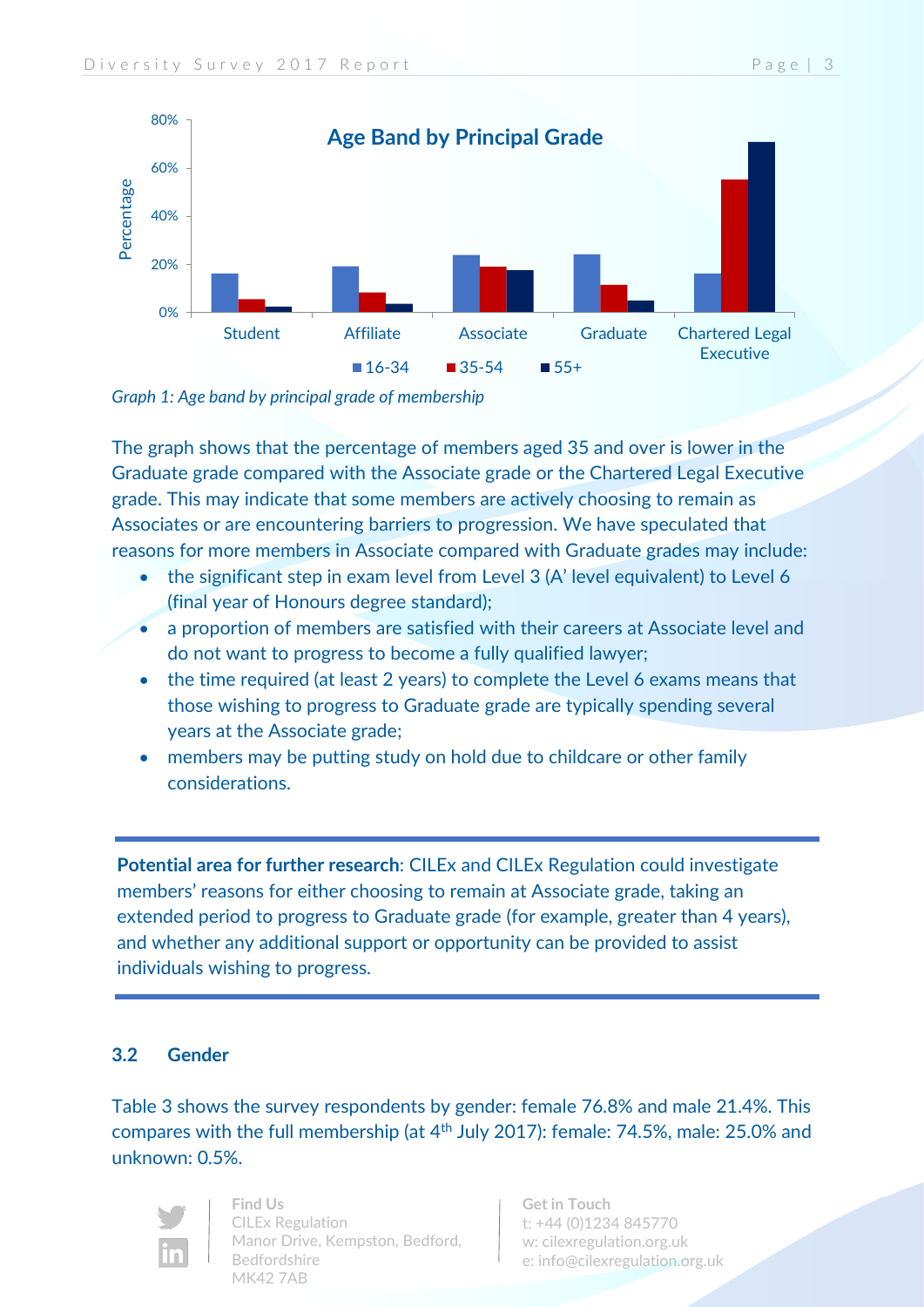Age Band by Principal Grade

80%
60%
40%
20%
0%

Percentage

Student
Affiliate
Associate
Graduate
Chartered Legal Executive

16-34
35-54
55+

*Graph 1: Age band by principal grade of membership*

The graph shows that the percentage of members aged 35 and over is lower in the Graduate grade compared with the Associate grade or the Chartered Legal Executive grade. This may indicate that some members are actively choosing to remain as Associates or are encountering barriers to progression. We have speculated that reasons for more members in Associate compared with Graduate grades may include:

- the significant step in exam level from Level 3 (A' level equivalent) to Level 6 (final year of Honours degree standard);
- a proportion of members are satisfied with their careers at Associate level and do not want to progress to become a fully qualified lawyer;
- the time required (at least 2 years) to complete the Level 6 exams means that those wishing to progress to Graduate grade are typically spending several years at the Associate grade;
- members may be putting study on hold due to childcare or other family considerations.

**Potential area for further research**: CILEx and CILEx Regulation could investigate members' reasons for either choosing to remain at Associate grade, taking an extended period to progress to Graduate grade (for example, greater than 4 years), and whether any additional support or opportunity can be provided to assist individuals wishing to progress.

### 3.2 Gender

Table 3 shows the survey respondents by gender: female 76.8% and male 21.4%. This compares with the full membership (at 4th July 2017): female: 74.5%, male: 25.0% and unknown: 0.5%.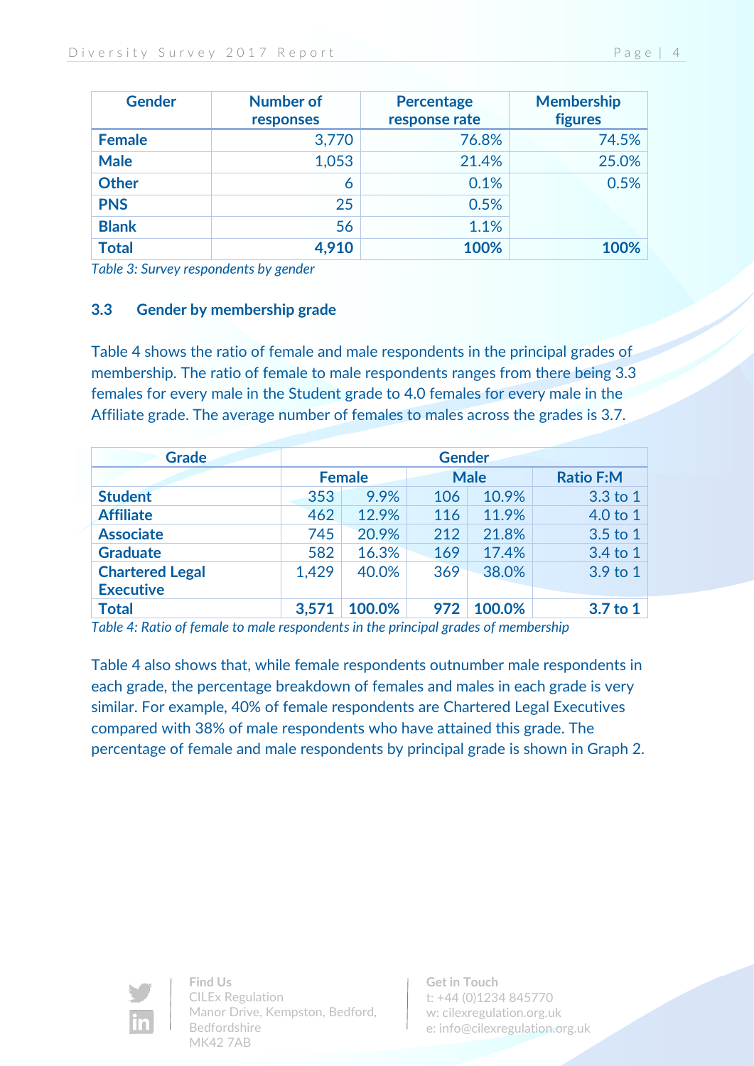| Gender | Number of responses | Percentage response rate | Membership figures |
|---|---|---|---|
| **Female** | 3,770 | 76.8% | 74.5% |
| **Male** | 1,053 | 21.4% | 25.0% |
| **Other** | 6 | 0.1% | 0.5% |
| **PNS** | 25 | 0.5% | |
| **Blank** | 56 | 1.1% | |
| **Total** | **4,910** | **100%** | **100%** |

*Table 3: Survey respondents by gender*

### 3.3 Gender by membership grade

Table 4 shows the ratio of female and male respondents in the principal grades of membership. The ratio of female to male respondents ranges from there being 3.3 females for every male in the Student grade to 4.0 females for every male in the Affiliate grade. The average number of females to males across the grades is 3.7.

| Grade | Gender | | | | |
|---|---|---|---|---|---|
| | Female | | Male | | Ratio F:M |
| **Student** | 353 | 9.9% | 106 | 10.9% | 3.3 to 1 |
| **Affiliate** | 462 | 12.9% | 116 | 11.9% | 4.0 to 1 |
| **Associate** | 745 | 20.9% | 212 | 21.8% | 3.5 to 1 |
| **Graduate** | 582 | 16.3% | 169 | 17.4% | 3.4 to 1 |
| **Chartered Legal Executive** | 1,429 | 40.0% | 369 | 38.0% | 3.9 to 1 |
| **Total** | **3,571** | **100.0%** | **972** | **100.0%** | **3.7 to 1** |

*Table 4: Ratio of female to male respondents in the principal grades of membership*

Table 4 also shows that, while female respondents outnumber male respondents in each grade, the percentage breakdown of females and males in each grade is very similar. For example, 40% of female respondents are Chartered Legal Executives compared with 38% of male respondents who have attained this grade. The percentage of female and male respondents by principal grade is shown in Graph 2.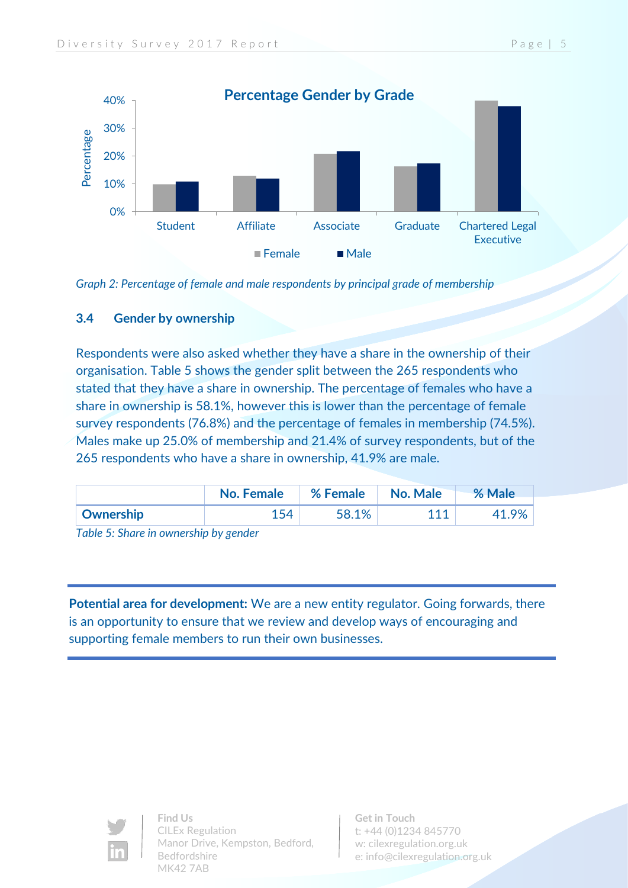Percentage Gender by Grade

40%
30%
20%
10%
0%

Percentage

Student
Affiliate
Associate
Graduate
Chartered Legal Executive

Female
Male

*Graph 2: Percentage of female and male respondents by principal grade of membership*

### 3.4 Gender by ownership

Respondents were also asked whether they have a share in the ownership of their organisation. Table 5 shows the gender split between the 265 respondents who stated that they have a share in ownership. The percentage of females who have a share in ownership is 58.1%, however this is lower than the percentage of female survey respondents (76.8%) and the percentage of females in membership (74.5%). Males make up 25.0% of membership and 21.4% of survey respondents, but of the 265 respondents who have a share in ownership, 41.9% are male.

| | No. Female | % Female | No. Male | % Male |
|---|---|---|---|---|
| **Ownership** | 154 | 58.1% | 111 | 41.9% |

*Table 5: Share in ownership by gender*

**Potential area for development:** We are a new entity regulator. Going forwards, there is an opportunity to ensure that we review and develop ways of encouraging and supporting female members to run their own businesses.

**Find Us**
CILEx Regulation
Manor Drive, Kempston, Bedford, Bedfordshire
MK42 7AB

**Get in Touch**
t: +44 (0)1234 845770
w: cilexregulation.org.uk
e: info@cilexregulation.org.uk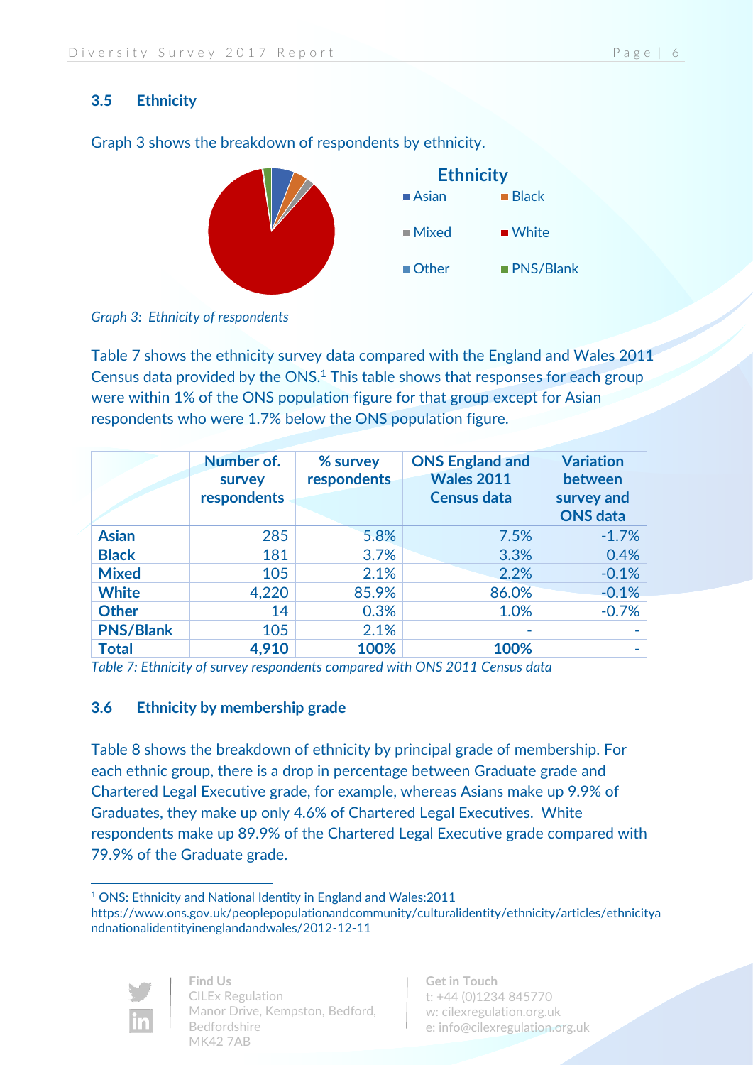### 3.5 Ethnicity

Graph 3 shows the breakdown of respondents by ethnicity.

Ethnicity

Asian
Black
Mixed
White
Other
PNS/Blank

*Graph 3: Ethnicity of respondents*

Table 7 shows the ethnicity survey data compared with the England and Wales 2011 Census data provided by the ONS.[1] This table shows that responses for each group were within 1% of the ONS population figure for that group except for Asian respondents who were 1.7% below the ONS population figure.

| | Number of. survey respondents | % survey respondents | ONS England and Wales 2011 Census data | Variation between survey and ONS data |
|---|---|---|---|---|
| **Asian** | 285 | 5.8% | 7.5% | -1.7% |
| **Black** | 181 | 3.7% | 3.3% | 0.4% |
| **Mixed** | 105 | 2.1% | 2.2% | -0.1% |
| **White** | 4,220 | 85.9% | 86.0% | -0.1% |
| **Other** | 14 | 0.3% | 1.0% | -0.7% |
| **PNS/Blank** | 105 | 2.1% | - | - |
| **Total** | **4,910** | **100%** | **100%** | - |

*Table 7: Ethnicity of survey respondents compared with ONS 2011 Census data*

### 3.6 Ethnicity by membership grade

Table 8 shows the breakdown of ethnicity by principal grade of membership. For each ethnic group, there is a drop in percentage between Graduate grade and Chartered Legal Executive grade, for example, whereas Asians make up 9.9% of Graduates, they make up only 4.6% of Chartered Legal Executives. White respondents make up 89.9% of the Chartered Legal Executive grade compared with 79.9% of the Graduate grade.

[1] ONS: Ethnicity and National Identity in England and Wales:2011 https://www.ons.gov.uk/peoplepopulationandcommunity/culturalidentity/ethnicity/articles/ethnicityandnationalidentityinenglandandwales/2012-12-11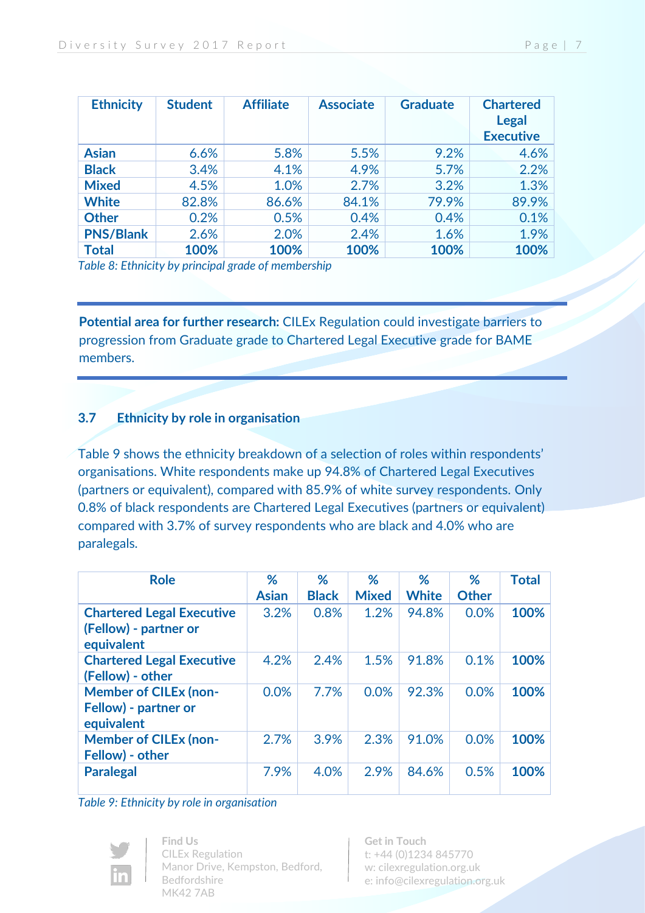| Ethnicity | Student | Affiliate | Associate | Graduate | Chartered Legal Executive |
|---|---|---|---|---|---|
| **Asian** | 6.6% | 5.8% | 5.5% | 9.2% | 4.6% |
| **Black** | 3.4% | 4.1% | 4.9% | 5.7% | 2.2% |
| **Mixed** | 4.5% | 1.0% | 2.7% | 3.2% | 1.3% |
| **White** | 82.8% | 86.6% | 84.1% | 79.9% | 89.9% |
| **Other** | 0.2% | 0.5% | 0.4% | 0.4% | 0.1% |
| **PNS/Blank** | 2.6% | 2.0% | 2.4% | 1.6% | 1.9% |
| **Total** | **100%** | **100%** | **100%** | **100%** | **100%** |

*Table 8: Ethnicity by principal grade of membership*

**Potential area for further research:** CILEx Regulation could investigate barriers to progression from Graduate grade to Chartered Legal Executive grade for BAME members.

### 3.7 Ethnicity by role in organisation

Table 9 shows the ethnicity breakdown of a selection of roles within respondents' organisations. White respondents make up 94.8% of Chartered Legal Executives (partners or equivalent), compared with 85.9% of white survey respondents. Only 0.8% of black respondents are Chartered Legal Executives (partners or equivalent) compared with 3.7% of survey respondents who are black and 4.0% who are paralegals.

| Role | % Asian | % Black | % Mixed | % White | % Other | Total |
|---|---|---|---|---|---|---|
| **Chartered Legal Executive (Fellow) - partner or equivalent** | 3.2% | 0.8% | 1.2% | 94.8% | 0.0% | **100%** |
| **Chartered Legal Executive (Fellow) - other** | 4.2% | 2.4% | 1.5% | 91.8% | 0.1% | **100%** |
| **Member of CILEx (non-Fellow) - partner or equivalent** | 0.0% | 7.7% | 0.0% | 92.3% | 0.0% | **100%** |
| **Member of CILEx (non-Fellow) - other** | 2.7% | 3.9% | 2.3% | 91.0% | 0.0% | **100%** |
| **Paralegal** | 7.9% | 4.0% | 2.9% | 84.6% | 0.5% | **100%** |

*Table 9: Ethnicity by role in organisation*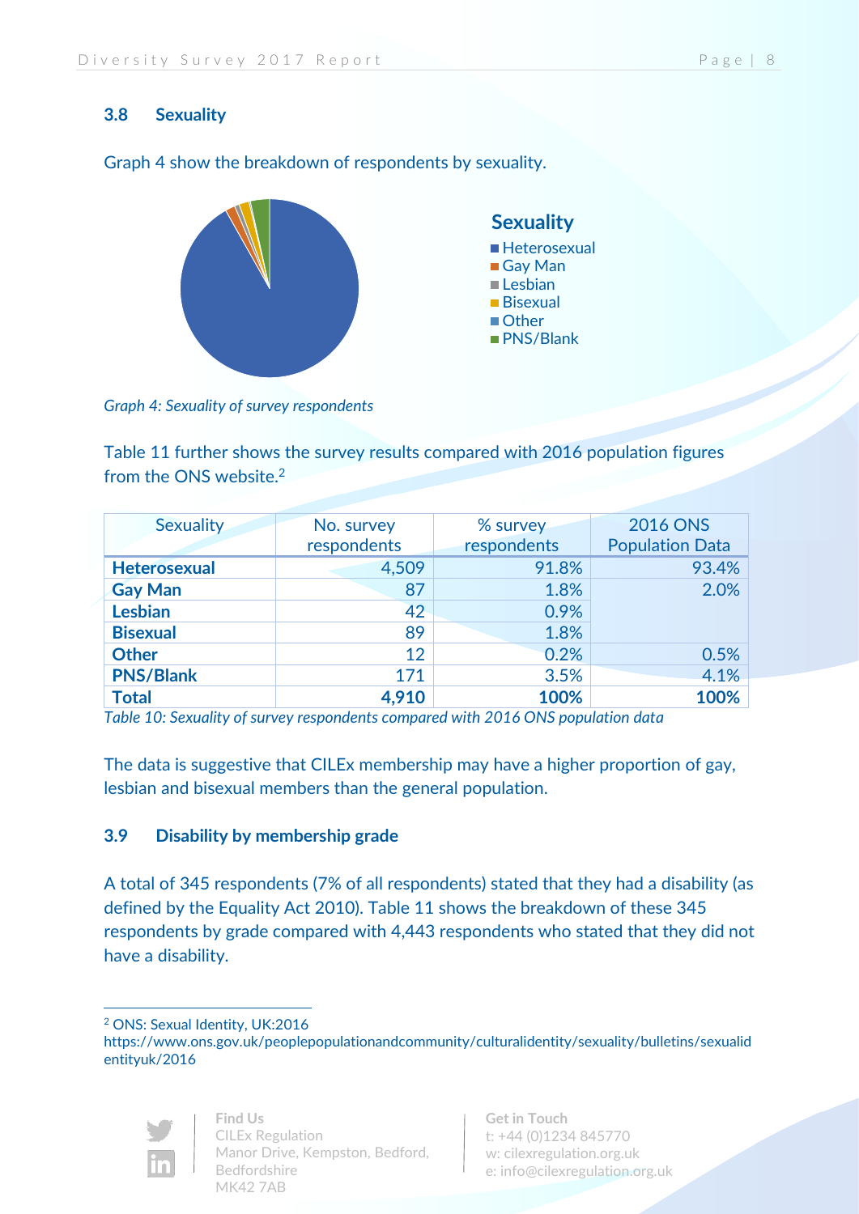### 3.8 Sexuality

Graph 4 show the breakdown of respondents by sexuality.

Sexuality
Heterosexual
Gay Man
Lesbian
Bisexual
Other
PNS/Blank

*Graph 4: Sexuality of survey respondents*

Table 11 further shows the survey results compared with 2016 population figures from the ONS website.[2]

| Sexuality | No. survey respondents | % survey respondents | 2016 ONS Population Data |
|---|---|---|---|
| **Heterosexual** | 4,509 | 91.8% | 93.4% |
| **Gay Man** | 87 | 1.8% | 2.0% |
| **Lesbian** | 42 | 0.9% | |
| **Bisexual** | 89 | 1.8% | |
| **Other** | 12 | 0.2% | 0.5% |
| **PNS/Blank** | 171 | 3.5% | 4.1% |
| **Total** | **4,910** | **100%** | **100%** |

*Table 10: Sexuality of survey respondents compared with 2016 ONS population data*

The data is suggestive that CILEx membership may have a higher proportion of gay, lesbian and bisexual members than the general population.

### 3.9 Disability by membership grade

A total of 345 respondents (7% of all respondents) stated that they had a disability (as defined by the Equality Act 2010). Table 11 shows the breakdown of these 345 respondents by grade compared with 4,443 respondents who stated that they did not have a disability.

[2] ONS: Sexual Identity, UK:2016 https://www.ons.gov.uk/peoplepopulationandcommunity/culturalidentity/sexuality/bulletins/sexualidentityuk/2016

Find Us
CILEx Regulation
Manor Drive, Kempston, Bedford, Bedfordshire
MK42 7AB

Get in Touch
t: +44 (0)1234 845770
w: cilexregulation.org.uk
e: info@cilexregulation.org.uk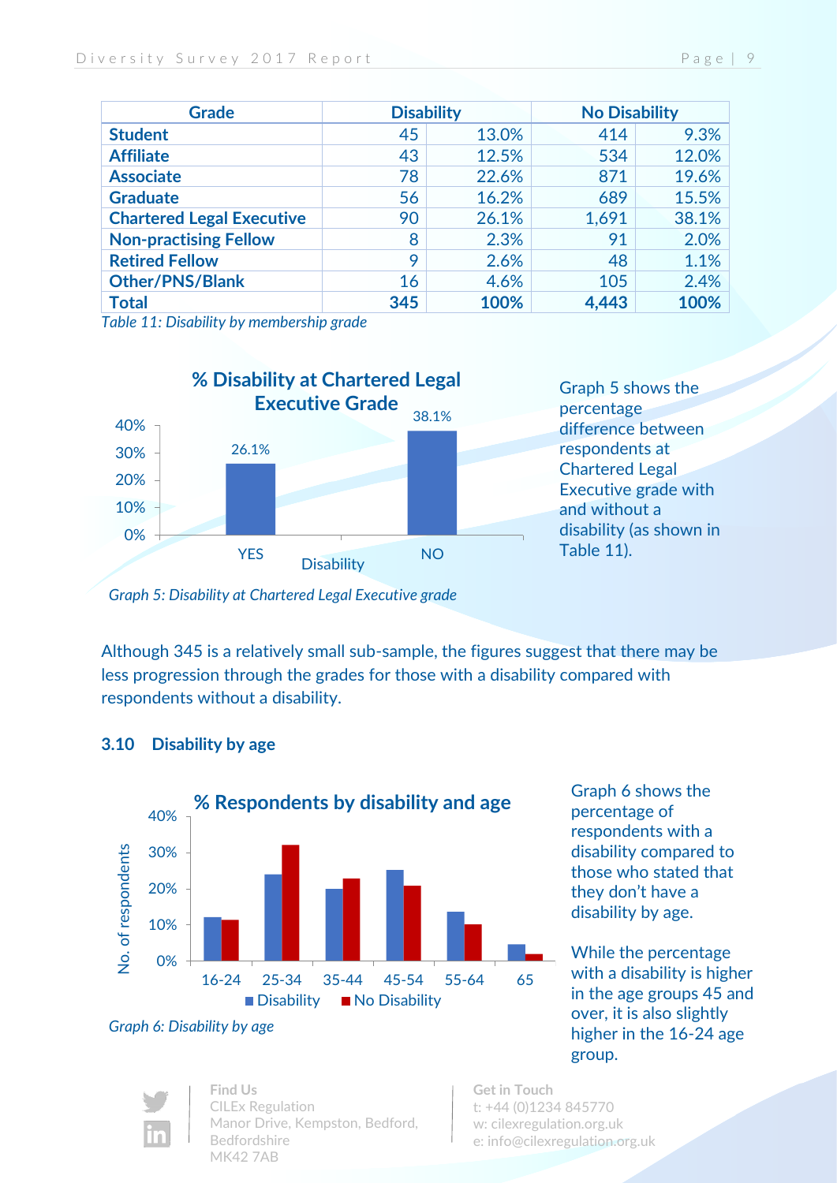| Grade | Disability | | No Disability | |
|---|---|---|---|---|
| **Student** | 45 | 13.0% | 414 | 9.3% |
| **Affiliate** | 43 | 12.5% | 534 | 12.0% |
| **Associate** | 78 | 22.6% | 871 | 19.6% |
| **Graduate** | 56 | 16.2% | 689 | 15.5% |
| **Chartered Legal Executive** | 90 | 26.1% | 1,691 | 38.1% |
| **Non-practising Fellow** | 8 | 2.3% | 91 | 2.0% |
| **Retired Fellow** | 9 | 2.6% | 48 | 1.1% |
| **Other/PNS/Blank** | 16 | 4.6% | 105 | 2.4% |
| **Total** | **345** | **100%** | **4,443** | **100%** |

*Table 11: Disability by membership grade*

Graph 5 shows the percentage difference between respondents at Chartered Legal Executive grade with and without a disability (as shown in Table 11).

*Graph 5: Disability at Chartered Legal Executive grade*

Although 345 is a relatively small sub-sample, the figures suggest that there may be less progression through the grades for those with a disability compared with respondents without a disability.

### 3.10 Disability by age

Graph 6 shows the percentage of respondents with a disability compared to those who stated that they don't have a disability by age.

While the percentage with a disability is higher in the age groups 45 and over, it is also slightly higher in the 16-24 age group.

*Graph 6: Disability by age*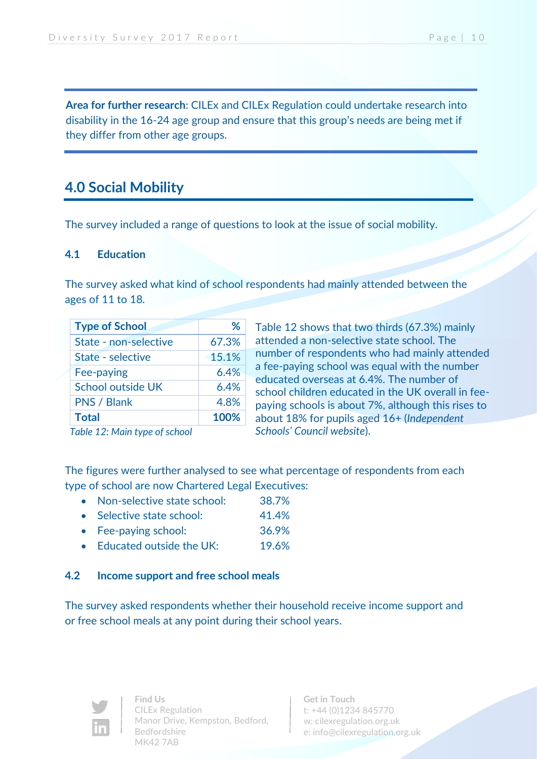**Area for further research**: CILEx and CILEx Regulation could undertake research into disability in the 16-24 age group and ensure that this group's needs are being met if they differ from other age groups.

## 4.0 Social Mobility

The survey included a range of questions to look at the issue of social mobility.

### 4.1 Education

The survey asked what kind of school respondents had mainly attended between the ages of 11 to 18.

| Type of School | % |
|---|---|
| State - non-selective | 67.3% |
| State - selective | 15.1% |
| Fee-paying | 6.4% |
| School outside UK | 6.4% |
| PNS / Blank | 4.8% |
| **Total** | **100%** |

*Table 12: Main type of school*

Table 12 shows that two thirds (67.3%) mainly attended a non-selective state school. The number of respondents who had mainly attended a fee-paying school was equal with the number educated overseas at 6.4%. The number of school children educated in the UK overall in fee-paying schools is about 7%, although this rises to about 18% for pupils aged 16+ (*Independent Schools' Council website*).

The figures were further analysed to see what percentage of respondents from each type of school are now Chartered Legal Executives:

- Non-selective state school: 38.7%
- Selective state school: 41.4%
- Fee-paying school: 36.9%
- Educated outside the UK: 19.6%

### 4.2 Income support and free school meals

The survey asked respondents whether their household receive income support and or free school meals at any point during their school years.

Find Us
CILEx Regulation
Manor Drive, Kempston, Bedford, Bedfordshire
MK42 7AB

Get in Touch
t: +44 (0)1234 845770
w: cilexregulation.org.uk
e: info@cilexregulation.org.uk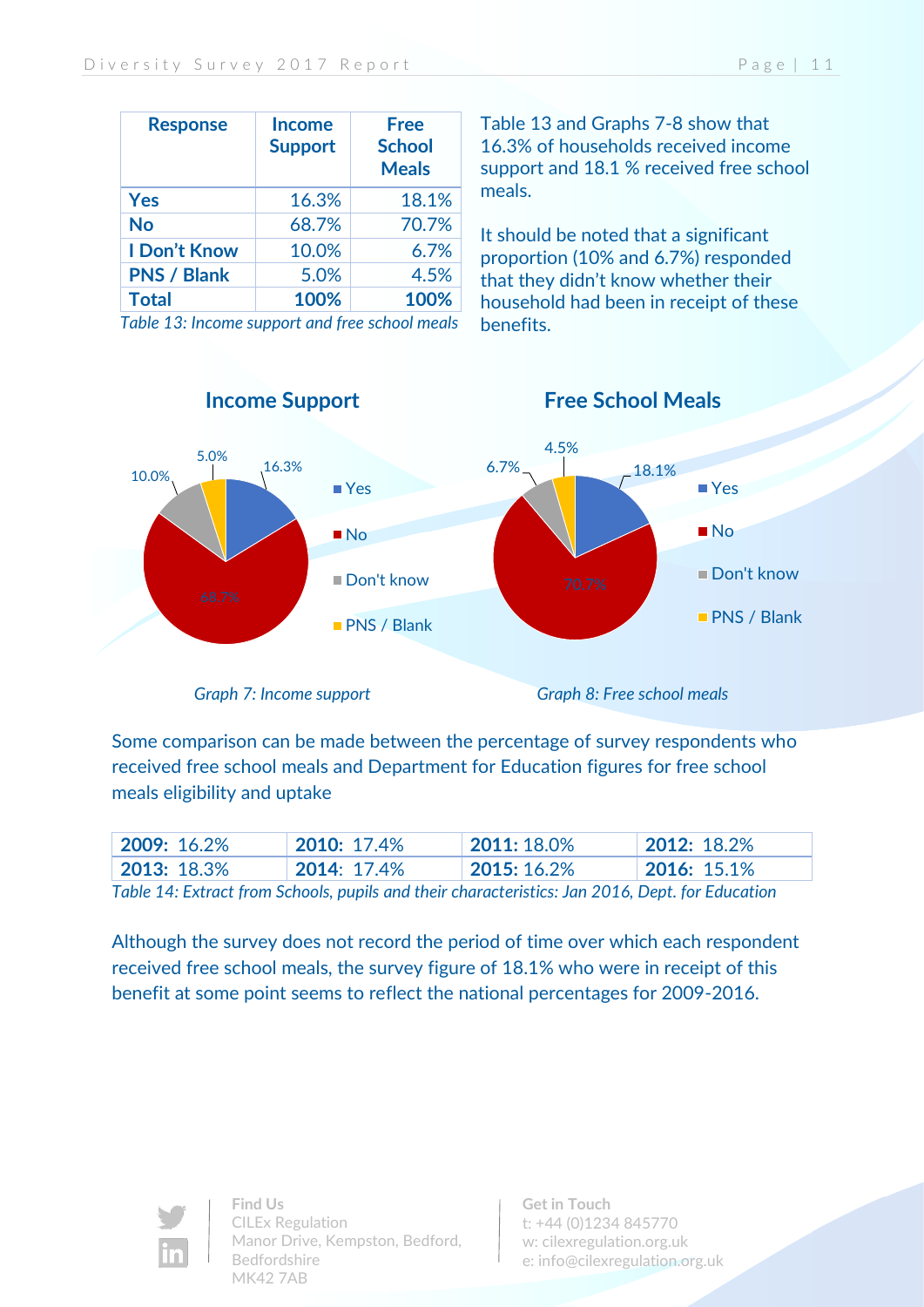| Response | Income Support | Free School Meals |
|---|---|---|
| **Yes** | 16.3% | 18.1% |
| **No** | 68.7% | 70.7% |
| **I Don't Know** | 10.0% | 6.7% |
| **PNS / Blank** | 5.0% | 4.5% |
| **Total** | **100%** | **100%** |

*Table 13: Income support and free school meals*

Table 13 and Graphs 7-8 show that 16.3% of households received income support and 18.1 % received free school meals.

It should be noted that a significant proportion (10% and 6.7%) responded that they didn't know whether their household had been in receipt of these benefits.

**Income Support**

5.0%
10.0%
16.3%
68.7%

Yes
No
Don't know
PNS / Blank

*Graph 7: Income support*

**Free School Meals**

4.5%
6.7%
18.1%
70.7%

Yes
No
Don't know
PNS / Blank

*Graph 8: Free school meals*

Some comparison can be made between the percentage of survey respondents who received free school meals and Department for Education figures for free school meals eligibility and uptake

| | | | |
|---|---|---|---|
| **2009:** 16.2% | **2010:** 17.4% | **2011:** 18.0% | **2012:** 18.2% |
| **2013:** 18.3% | **2014:** 17.4% | **2015:** 16.2% | **2016:** 15.1% |

*Table 14: Extract from Schools, pupils and their characteristics: Jan 2016, Dept. for Education*

Although the survey does not record the period of time over which each respondent received free school meals, the survey figure of 18.1% who were in receipt of this benefit at some point seems to reflect the national percentages for 2009-2016.

**Find Us**
CILEx Regulation
Manor Drive, Kempston, Bedford, Bedfordshire
MK42 7AB

**Get in Touch**
t: +44 (0)1234 845770
w: cilexregulation.org.uk
e: info@cilexregulation.org.uk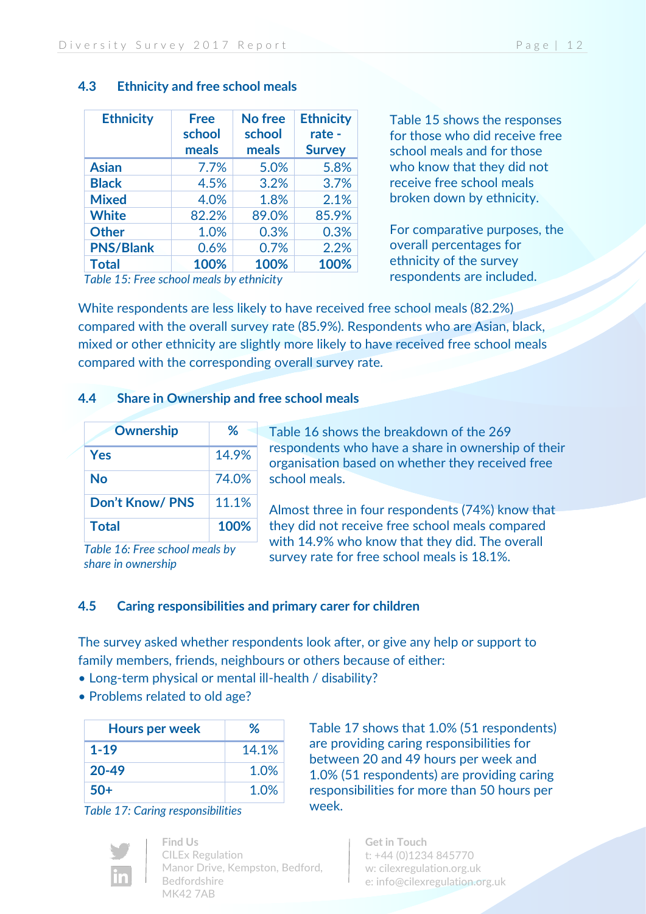### 4.3 Ethnicity and free school meals

| Ethnicity | Free school meals | No free school meals | Ethnicity rate - Survey |
|---|---|---|---|
| **Asian** | 7.7% | 5.0% | 5.8% |
| **Black** | 4.5% | 3.2% | 3.7% |
| **Mixed** | 4.0% | 1.8% | 2.1% |
| **White** | 82.2% | 89.0% | 85.9% |
| **Other** | 1.0% | 0.3% | 0.3% |
| **PNS/Blank** | 0.6% | 0.7% | 2.2% |
| **Total** | **100%** | **100%** | **100%** |

*Table 15: Free school meals by ethnicity*

Table 15 shows the responses for those who did receive free school meals and for those who know that they did not receive free school meals broken down by ethnicity.

For comparative purposes, the overall percentages for ethnicity of the survey respondents are included.

White respondents are less likely to have received free school meals (82.2%) compared with the overall survey rate (85.9%). Respondents who are Asian, black, mixed or other ethnicity are slightly more likely to have received free school meals compared with the corresponding overall survey rate.

### 4.4 Share in Ownership and free school meals

| Ownership | % |
|---|---|
| **Yes** | 14.9% |
| **No** | 74.0% |
| **Don't Know/ PNS** | 11.1% |
| **Total** | **100%** |

*Table 16: Free school meals by share in ownership*

Table 16 shows the breakdown of the 269 respondents who have a share in ownership of their organisation based on whether they received free school meals.

Almost three in four respondents (74%) know that they did not receive free school meals compared with 14.9% who know that they did. The overall survey rate for free school meals is 18.1%.

### 4.5 Caring responsibilities and primary carer for children

The survey asked whether respondents look after, or give any help or support to family members, friends, neighbours or others because of either:

- Long-term physical or mental ill-health / disability?
- Problems related to old age?

| Hours per week | % |
|---|---|
| **1-19** | 14.1% |
| **20-49** | 1.0% |
| **50+** | 1.0% |

*Table 17: Caring responsibilities*

Table 17 shows that 1.0% (51 respondents) are providing caring responsibilities for between 20 and 49 hours per week and 1.0% (51 respondents) are providing caring responsibilities for more than 50 hours per week.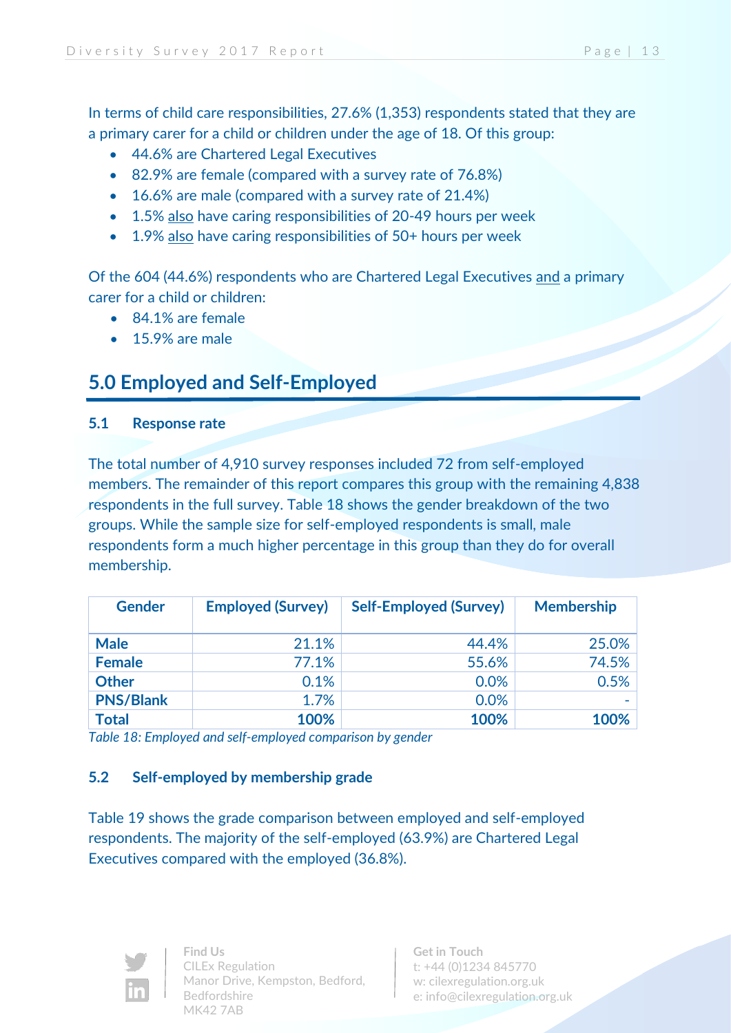In terms of child care responsibilities, 27.6% (1,353) respondents stated that they are a primary carer for a child or children under the age of 18. Of this group:

- 44.6% are Chartered Legal Executives
- 82.9% are female (compared with a survey rate of 76.8%)
- 16.6% are male (compared with a survey rate of 21.4%)
- 1.5% also have caring responsibilities of 20-49 hours per week
- 1.9% also have caring responsibilities of 50+ hours per week

Of the 604 (44.6%) respondents who are Chartered Legal Executives and a primary carer for a child or children:

- 84.1% are female
- 15.9% are male

## 5.0 Employed and Self-Employed

### 5.1 Response rate

The total number of 4,910 survey responses included 72 from self-employed members. The remainder of this report compares this group with the remaining 4,838 respondents in the full survey. Table 18 shows the gender breakdown of the two groups. While the sample size for self-employed respondents is small, male respondents form a much higher percentage in this group than they do for overall membership.

| Gender | Employed (Survey) | Self-Employed (Survey) | Membership |
|---|---|---|---|
| **Male** | 21.1% | 44.4% | 25.0% |
| **Female** | 77.1% | 55.6% | 74.5% |
| **Other** | 0.1% | 0.0% | 0.5% |
| **PNS/Blank** | 1.7% | 0.0% | - |
| **Total** | **100%** | **100%** | **100%** |

*Table 18: Employed and self-employed comparison by gender*

### 5.2 Self-employed by membership grade

Table 19 shows the grade comparison between employed and self-employed respondents. The majority of the self-employed (63.9%) are Chartered Legal Executives compared with the employed (36.8%).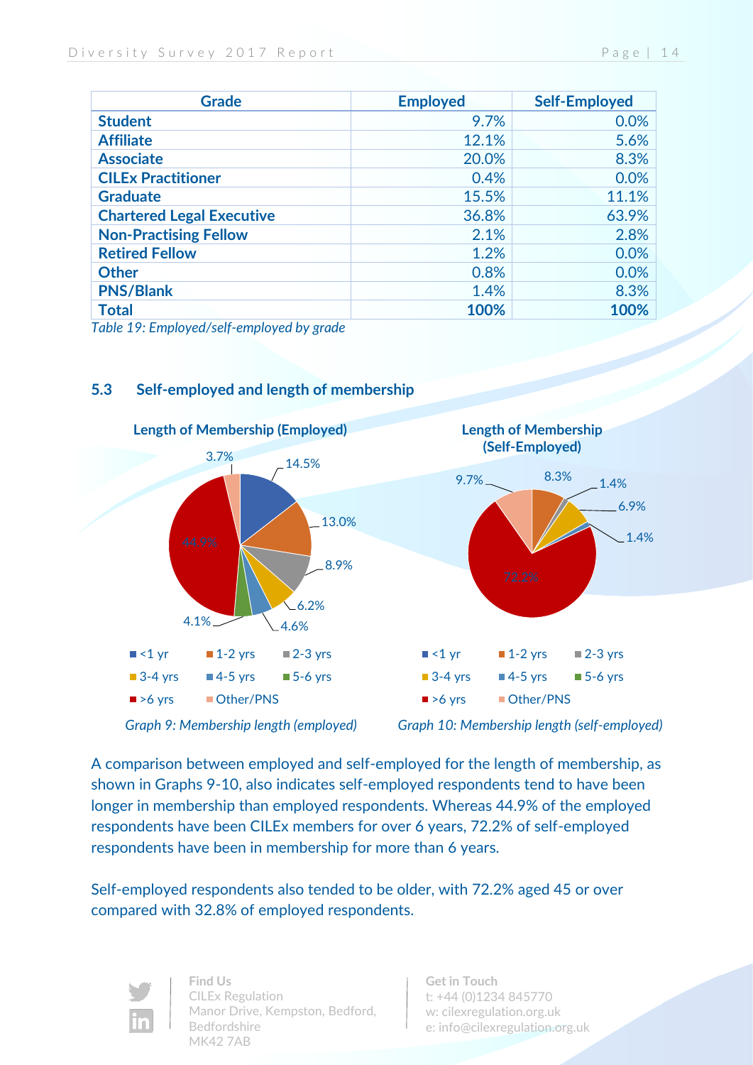| Grade | Employed | Self-Employed |
|---|---|---|
| **Student** | 9.7% | 0.0% |
| **Affiliate** | 12.1% | 5.6% |
| **Associate** | 20.0% | 8.3% |
| **CILEx Practitioner** | 0.4% | 0.0% |
| **Graduate** | 15.5% | 11.1% |
| **Chartered Legal Executive** | 36.8% | 63.9% |
| **Non-Practising Fellow** | 2.1% | 2.8% |
| **Retired Fellow** | 1.2% | 0.0% |
| **Other** | 0.8% | 0.0% |
| **PNS/Blank** | 1.4% | 8.3% |
| **Total** | **100%** | **100%** |

*Table 19: Employed/self-employed by grade*

## 5.3 Self-employed and length of membership

**Length of Membership (Employed)**

3.7%
14.5%
13.0%
8.9%
6.2%
4.6%
4.1%
44.9%

<1 yr
1-2 yrs
2-3 yrs
3-4 yrs
4-5 yrs
5-6 yrs
>6 yrs
Other/PNS

*Graph 9: Membership length (employed)*

**Length of Membership (Self-Employed)**

9.7%
8.3%
1.4%
6.9%
1.4%
72.2%

<1 yr
1-2 yrs
2-3 yrs
3-4 yrs
4-5 yrs
5-6 yrs
>6 yrs
Other/PNS

*Graph 10: Membership length (self-employed)*

A comparison between employed and self-employed for the length of membership, as shown in Graphs 9-10, also indicates self-employed respondents tend to have been longer in membership than employed respondents. Whereas 44.9% of the employed respondents have been CILEx members for over 6 years, 72.2% of self-employed respondents have been in membership for more than 6 years.

Self-employed respondents also tended to be older, with 72.2% aged 45 or over compared with 32.8% of employed respondents.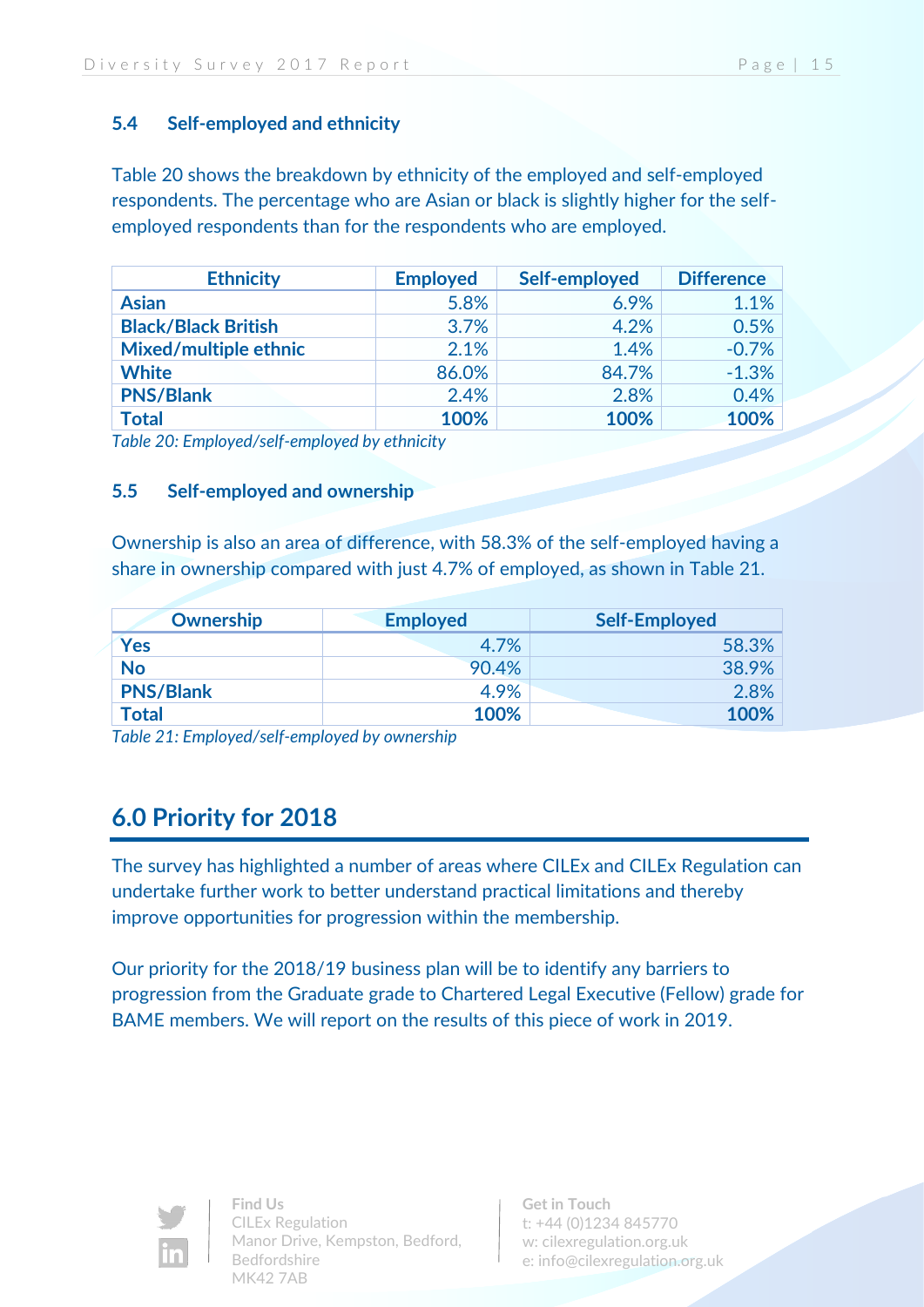### 5.4 Self-employed and ethnicity

Table 20 shows the breakdown by ethnicity of the employed and self-employed respondents. The percentage who are Asian or black is slightly higher for the self-employed respondents than for the respondents who are employed.

| Ethnicity | Employed | Self-employed | Difference |
|---|---|---|---|
| **Asian** | 5.8% | 6.9% | 1.1% |
| **Black/Black British** | 3.7% | 4.2% | 0.5% |
| **Mixed/multiple ethnic** | 2.1% | 1.4% | -0.7% |
| **White** | 86.0% | 84.7% | -1.3% |
| **PNS/Blank** | 2.4% | 2.8% | 0.4% |
| **Total** | **100%** | **100%** | **100%** |

*Table 20: Employed/self-employed by ethnicity*

### 5.5 Self-employed and ownership

Ownership is also an area of difference, with 58.3% of the self-employed having a share in ownership compared with just 4.7% of employed, as shown in Table 21.

| Ownership | Employed | Self-Employed |
|---|---|---|
| **Yes** | 4.7% | 58.3% |
| **No** | 90.4% | 38.9% |
| **PNS/Blank** | 4.9% | 2.8% |
| **Total** | **100%** | **100%** |

*Table 21: Employed/self-employed by ownership*

## 6.0 Priority for 2018

The survey has highlighted a number of areas where CILEx and CILEx Regulation can undertake further work to better understand practical limitations and thereby improve opportunities for progression within the membership.

Our priority for the 2018/19 business plan will be to identify any barriers to progression from the Graduate grade to Chartered Legal Executive (Fellow) grade for BAME members. We will report on the results of this piece of work in 2019.

**Find Us**
CILEx Regulation
Manor Drive, Kempston, Bedford, Bedfordshire
MK42 7AB

**Get in Touch**
t: +44 (0)1234 845770
w: cilexregulation.org.uk
e: info@cilexregulation.org.uk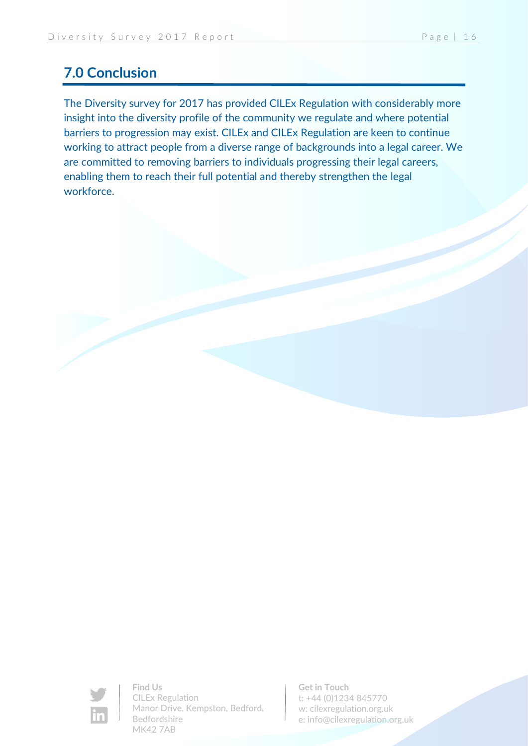## 7.0 Conclusion

The Diversity survey for 2017 has provided CILEx Regulation with considerably more insight into the diversity profile of the community we regulate and where potential barriers to progression may exist. CILEx and CILEx Regulation are keen to continue working to attract people from a diverse range of backgrounds into a legal career. We are committed to removing barriers to individuals progressing their legal careers, enabling them to reach their full potential and thereby strengthen the legal workforce.

**Find Us**
CILEx Regulation
Manor Drive, Kempston, Bedford, Bedfordshire
MK42 7AB

**Get in Touch**
t: +44 (0)1234 845770
w: cilexregulation.org.uk
e: info@cilexregulation.org.uk